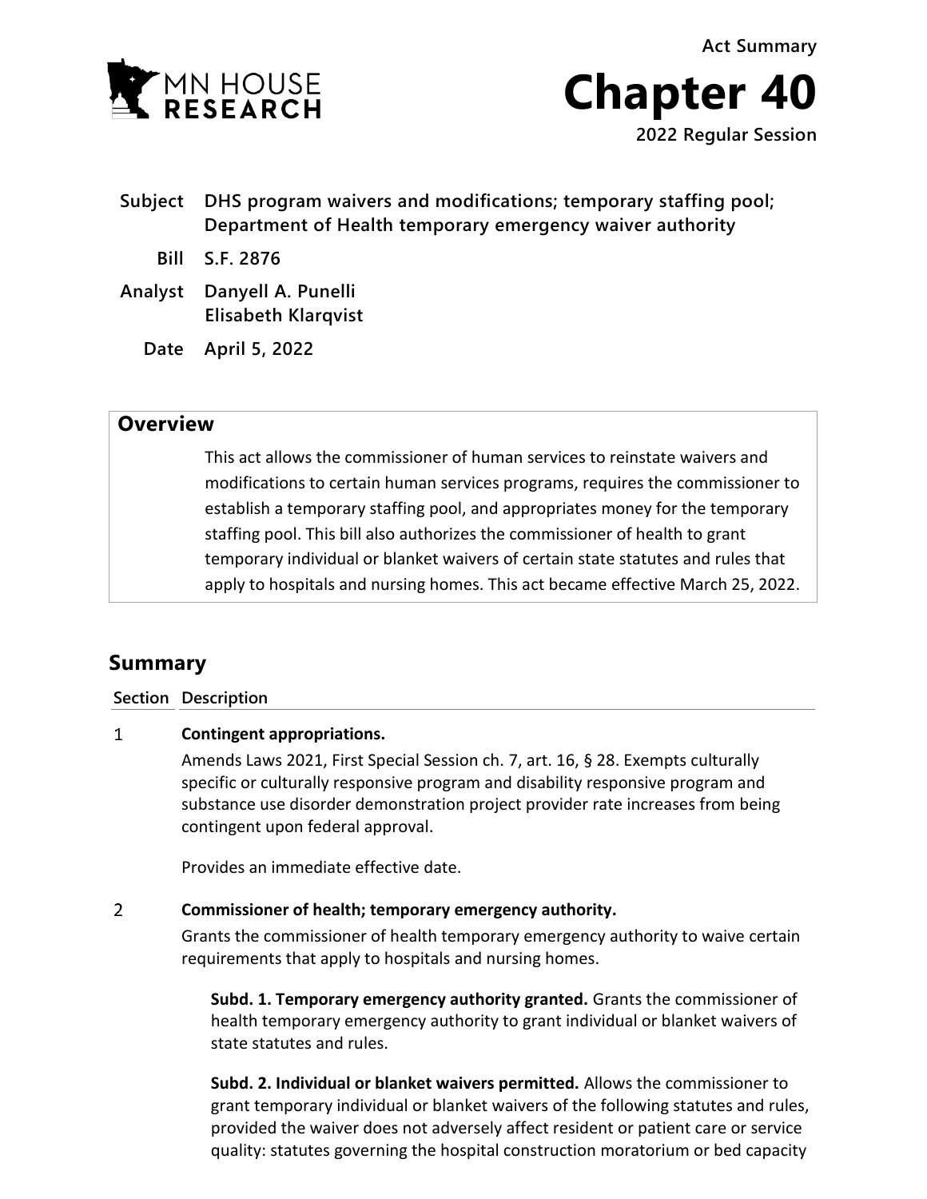MN HOUSE RESEARCH

Act Summary

# Chapter 40

2022 Regular Session

| | |
|---|---|
| **Subject** | **DHS program waivers and modifications; temporary staffing pool; Department of Health temporary emergency waiver authority** |
| **Bill** | **S.F. 2876** |
| **Analyst** | **Danyell A. Punelli**<br>**Elisabeth Klarqvist** |
| **Date** | **April 5, 2022** |

## Overview

This act allows the commissioner of human services to reinstate waivers and modifications to certain human services programs, requires the commissioner to establish a temporary staffing pool, and appropriates money for the temporary staffing pool. This bill also authorizes the commissioner of health to grant temporary individual or blanket waivers of certain state statutes and rules that apply to hospitals and nursing homes. This act became effective March 25, 2022.

## Summary

| Section | Description |
|---|---|
| 1 | **Contingent appropriations.**<br>Amends Laws 2021, First Special Session ch. 7, art. 16, § 28. Exempts culturally specific or culturally responsive program and disability responsive program and substance use disorder demonstration project provider rate increases from being contingent upon federal approval.<br><br>Provides an immediate effective date. |
| 2 | **Commissioner of health; temporary emergency authority.**<br>Grants the commissioner of health temporary emergency authority to waive certain requirements that apply to hospitals and nursing homes.<br><br>**Subd. 1. Temporary emergency authority granted.** Grants the commissioner of health temporary emergency authority to grant individual or blanket waivers of state statutes and rules.<br><br>**Subd. 2. Individual or blanket waivers permitted.** Allows the commissioner to grant temporary individual or blanket waivers of the following statutes and rules, provided the waiver does not adversely affect resident or patient care or service quality: statutes governing the hospital construction moratorium or bed capacity |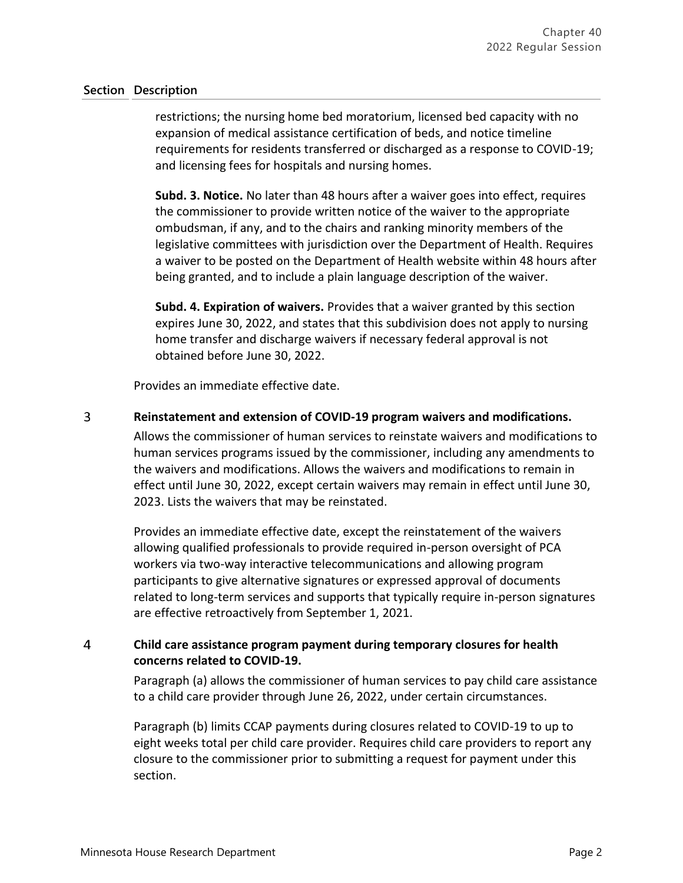| Section | Description |
|---|---|
| | restrictions; the nursing home bed moratorium, licensed bed capacity with no expansion of medical assistance certification of beds, and notice timeline requirements for residents transferred or discharged as a response to COVID-19; and licensing fees for hospitals and nursing homes.<br><br>**Subd. 3. Notice.** No later than 48 hours after a waiver goes into effect, requires the commissioner to provide written notice of the waiver to the appropriate ombudsman, if any, and to the chairs and ranking minority members of the legislative committees with jurisdiction over the Department of Health. Requires a waiver to be posted on the Department of Health website within 48 hours after being granted, and to include a plain language description of the waiver.<br><br>**Subd. 4. Expiration of waivers.** Provides that a waiver granted by this section expires June 30, 2022, and states that this subdivision does not apply to nursing home transfer and discharge waivers if necessary federal approval is not obtained before June 30, 2022.<br><br>Provides an immediate effective date. |
| 3 | **Reinstatement and extension of COVID-19 program waivers and modifications.**<br><br>Allows the commissioner of human services to reinstate waivers and modifications to human services programs issued by the commissioner, including any amendments to the waivers and modifications. Allows the waivers and modifications to remain in effect until June 30, 2022, except certain waivers may remain in effect until June 30, 2023. Lists the waivers that may be reinstated.<br><br>Provides an immediate effective date, except the reinstatement of the waivers allowing qualified professionals to provide required in-person oversight of PCA workers via two-way interactive telecommunications and allowing program participants to give alternative signatures or expressed approval of documents related to long-term services and supports that typically require in-person signatures are effective retroactively from September 1, 2021. |
| 4 | **Child care assistance program payment during temporary closures for health concerns related to COVID-19.**<br><br>Paragraph (a) allows the commissioner of human services to pay child care assistance to a child care provider through June 26, 2022, under certain circumstances.<br><br>Paragraph (b) limits CCAP payments during closures related to COVID-19 to up to eight weeks total per child care provider. Requires child care providers to report any closure to the commissioner prior to submitting a request for payment under this section. |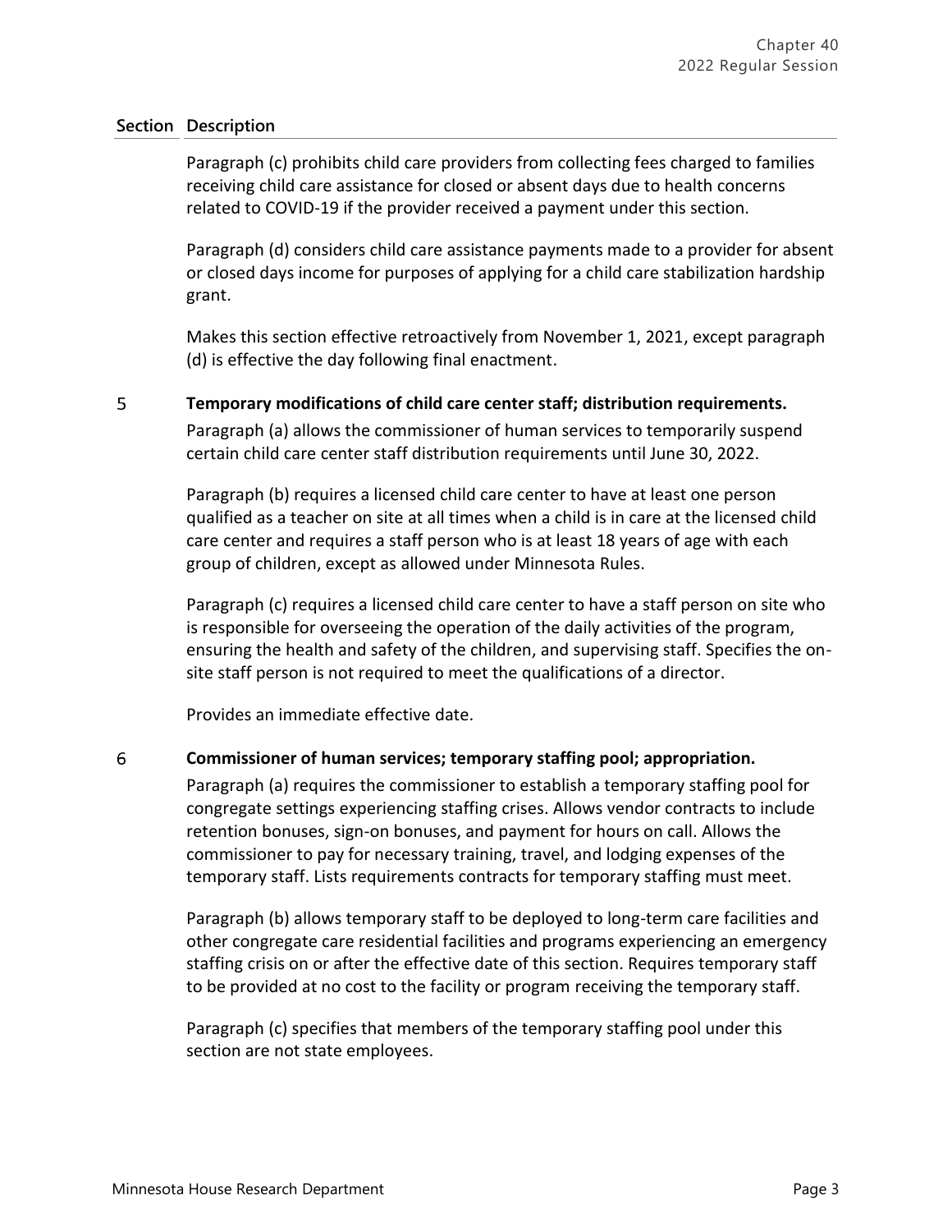| Section | Description |
|---|---|
| | Paragraph (c) prohibits child care providers from collecting fees charged to families receiving child care assistance for closed or absent days due to health concerns related to COVID-19 if the provider received a payment under this section.<br><br>Paragraph (d) considers child care assistance payments made to a provider for absent or closed days income for purposes of applying for a child care stabilization hardship grant.<br><br>Makes this section effective retroactively from November 1, 2021, except paragraph (d) is effective the day following final enactment. |
| 5 | **Temporary modifications of child care center staff; distribution requirements.**<br>Paragraph (a) allows the commissioner of human services to temporarily suspend certain child care center staff distribution requirements until June 30, 2022.<br><br>Paragraph (b) requires a licensed child care center to have at least one person qualified as a teacher on site at all times when a child is in care at the licensed child care center and requires a staff person who is at least 18 years of age with each group of children, except as allowed under Minnesota Rules.<br><br>Paragraph (c) requires a licensed child care center to have a staff person on site who is responsible for overseeing the operation of the daily activities of the program, ensuring the health and safety of the children, and supervising staff. Specifies the on-site staff person is not required to meet the qualifications of a director.<br><br>Provides an immediate effective date. |
| 6 | **Commissioner of human services; temporary staffing pool; appropriation.**<br>Paragraph (a) requires the commissioner to establish a temporary staffing pool for congregate settings experiencing staffing crises. Allows vendor contracts to include retention bonuses, sign-on bonuses, and payment for hours on call. Allows the commissioner to pay for necessary training, travel, and lodging expenses of the temporary staff. Lists requirements contracts for temporary staffing must meet.<br><br>Paragraph (b) allows temporary staff to be deployed to long-term care facilities and other congregate care residential facilities and programs experiencing an emergency staffing crisis on or after the effective date of this section. Requires temporary staff to be provided at no cost to the facility or program receiving the temporary staff.<br><br>Paragraph (c) specifies that members of the temporary staffing pool under this section are not state employees. |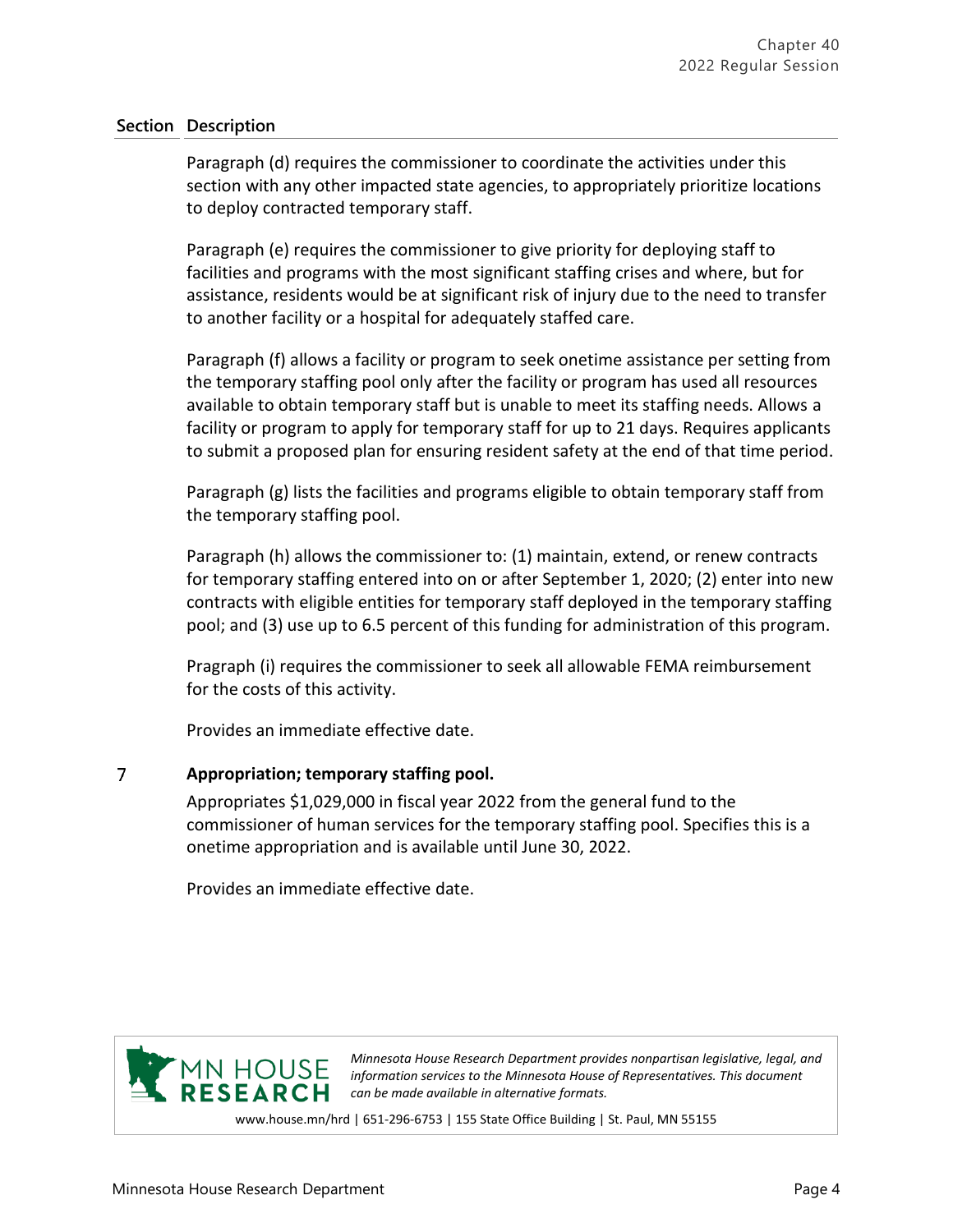| Section | Description |
|---|---|
| | Paragraph (d) requires the commissioner to coordinate the activities under this section with any other impacted state agencies, to appropriately prioritize locations to deploy contracted temporary staff.<br><br>Paragraph (e) requires the commissioner to give priority for deploying staff to facilities and programs with the most significant staffing crises and where, but for assistance, residents would be at significant risk of injury due to the need to transfer to another facility or a hospital for adequately staffed care.<br><br>Paragraph (f) allows a facility or program to seek onetime assistance per setting from the temporary staffing pool only after the facility or program has used all resources available to obtain temporary staff but is unable to meet its staffing needs. Allows a facility or program to apply for temporary staff for up to 21 days. Requires applicants to submit a proposed plan for ensuring resident safety at the end of that time period.<br><br>Paragraph (g) lists the facilities and programs eligible to obtain temporary staff from the temporary staffing pool.<br><br>Paragraph (h) allows the commissioner to: (1) maintain, extend, or renew contracts for temporary staffing entered into on or after September 1, 2020; (2) enter into new contracts with eligible entities for temporary staff deployed in the temporary staffing pool; and (3) use up to 6.5 percent of this funding for administration of this program.<br><br>Pragraph (i) requires the commissioner to seek all allowable FEMA reimbursement for the costs of this activity.<br><br>Provides an immediate effective date. |
| 7 | **Appropriation; temporary staffing pool.**<br><br>Appropriates $1,029,000 in fiscal year 2022 from the general fund to the commissioner of human services for the temporary staffing pool. Specifies this is a onetime appropriation and is available until June 30, 2022.<br><br>Provides an immediate effective date. |

MN HOUSE RESEARCH

*Minnesota House Research Department provides nonpartisan legislative, legal, and information services to the Minnesota House of Representatives. This document can be made available in alternative formats.*

www.house.mn/hrd | 651-296-6753 | 155 State Office Building | St. Paul, MN 55155